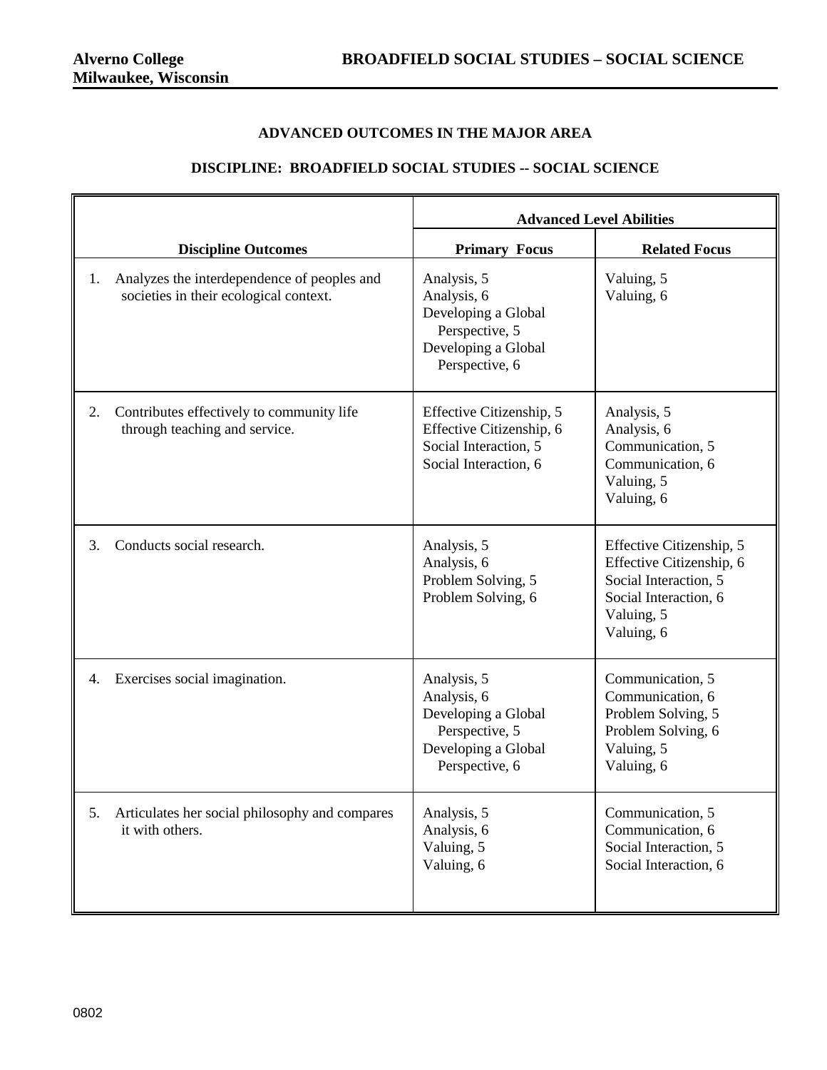**Alverno College**
**Milwaukee, Wisconsin**

**BROADFIELD SOCIAL STUDIES – SOCIAL SCIENCE**

## ADVANCED OUTCOMES IN THE MAJOR AREA

## DISCIPLINE: BROADFIELD SOCIAL STUDIES -- SOCIAL SCIENCE

| | Advanced Level Abilities | |
|---|---|---|
| **Discipline Outcomes** | **Primary Focus** | **Related Focus** |
| 1. Analyzes the interdependence of peoples and societies in their ecological context. | Analysis, 5<br>Analysis, 6<br>Developing a Global Perspective, 5<br>Developing a Global Perspective, 6 | Valuing, 5<br>Valuing, 6 |
| 2. Contributes effectively to community life through teaching and service. | Effective Citizenship, 5<br>Effective Citizenship, 6<br>Social Interaction, 5<br>Social Interaction, 6 | Analysis, 5<br>Analysis, 6<br>Communication, 5<br>Communication, 6<br>Valuing, 5<br>Valuing, 6 |
| 3. Conducts social research. | Analysis, 5<br>Analysis, 6<br>Problem Solving, 5<br>Problem Solving, 6 | Effective Citizenship, 5<br>Effective Citizenship, 6<br>Social Interaction, 5<br>Social Interaction, 6<br>Valuing, 5<br>Valuing, 6 |
| 4. Exercises social imagination. | Analysis, 5<br>Analysis, 6<br>Developing a Global Perspective, 5<br>Developing a Global Perspective, 6 | Communication, 5<br>Communication, 6<br>Problem Solving, 5<br>Problem Solving, 6<br>Valuing, 5<br>Valuing, 6 |
| 5. Articulates her social philosophy and compares it with others. | Analysis, 5<br>Analysis, 6<br>Valuing, 5<br>Valuing, 6 | Communication, 5<br>Communication, 6<br>Social Interaction, 5<br>Social Interaction, 6 |

0802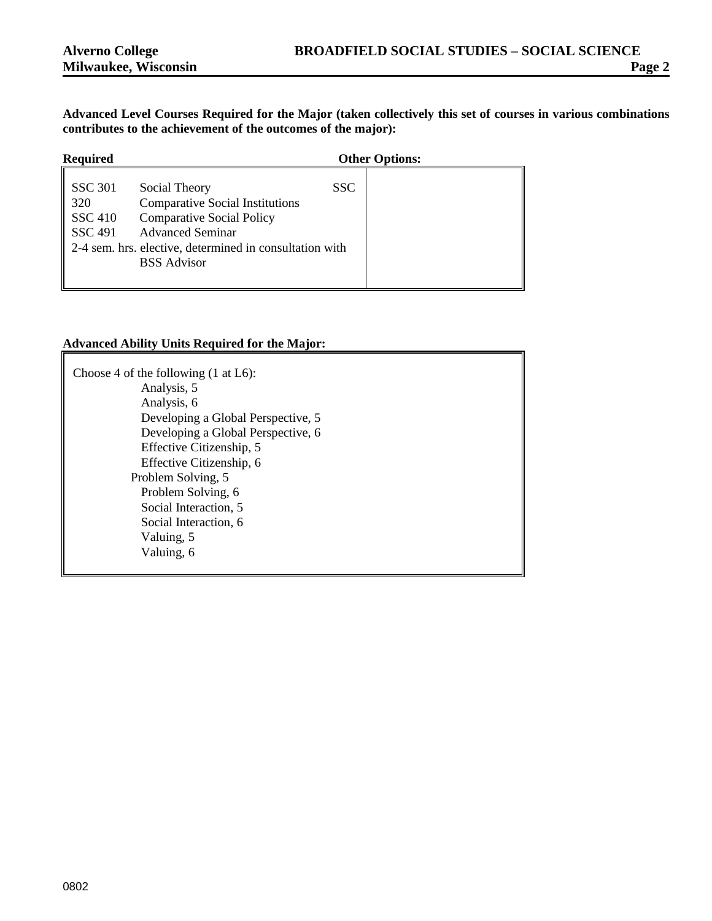**Advanced Level Courses Required for the Major (taken collectively this set of courses in various combinations contributes to the achievement of the outcomes of the major):**

| Required | Other Options: |
|---|---|
| SSC 301 Social Theory<br>SSC 320 Comparative Social Institutions<br>SSC 410 Comparative Social Policy<br>SSC 491 Advanced Seminar<br>2-4 sem. hrs. elective, determined in consultation with BSS Advisor | |

**Advanced Ability Units Required for the Major:**

Choose 4 of the following (1 at L6):

- Analysis, 5
- Analysis, 6
- Developing a Global Perspective, 5
- Developing a Global Perspective, 6
- Effective Citizenship, 5
- Effective Citizenship, 6
- Problem Solving, 5
- Problem Solving, 6
- Social Interaction, 5
- Social Interaction, 6
- Valuing, 5
- Valuing, 6

0802